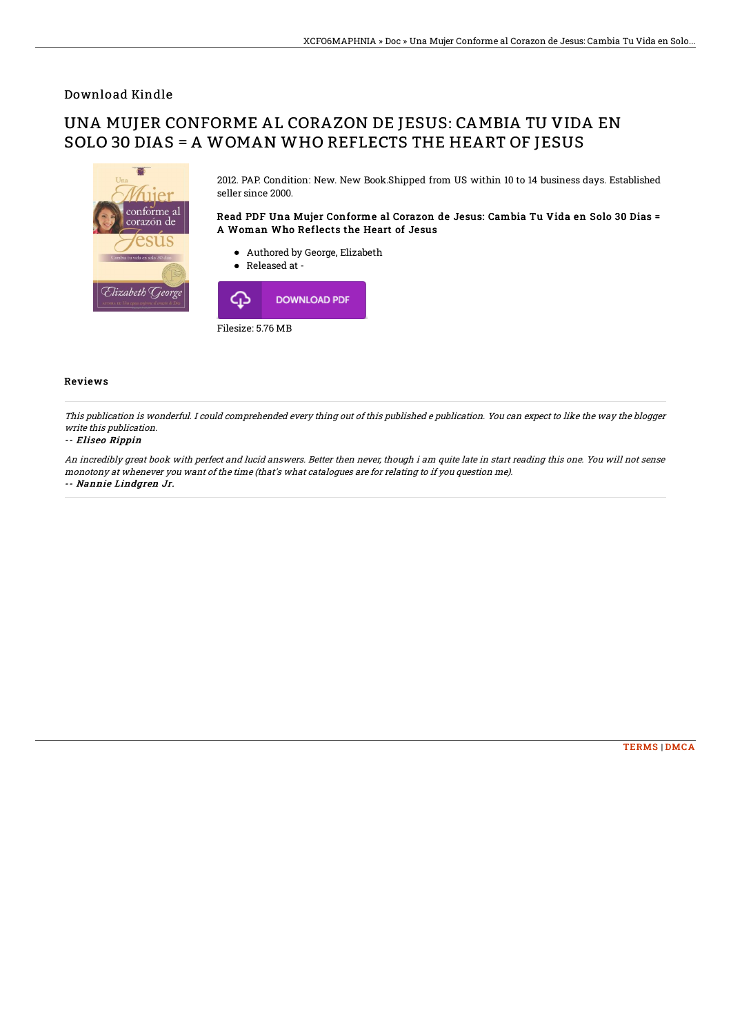## Download Kindle

# UNA MUJER CONFORME AL CORAZON DE JESUS: CAMBIA TU VIDA EN SOLO 30 DIAS = A WOMAN WHO REFLECTS THE HEART OF JESUS

2012. PAP. Condition: New. New Book.Shipped from US within 10 to 14 business days. Established seller since 2000.

### Read PDF Una Mujer Conforme al Corazon de Jesus: Cambia Tu Vida en Solo 30 Dias = A Woman Who Reflects the Heart of Jesus

- Authored by George, Elizabeth
- Released at -

DOWNLOAD PDF

Filesize: 5.76 MB

### Reviews

*This publication is wonderful. I could comprehended every thing out of this published e publication. You can expect to like the way the blogger write this publication.*

-- ***Eliseo Rippin***

*An incredibly great book with perfect and lucid answers. Better then never, though i am quite late in start reading this one. You will not sense monotony at whenever you want of the time (that's what catalogues are for relating to if you question me).*

-- ***Nannie Lindgren Jr.***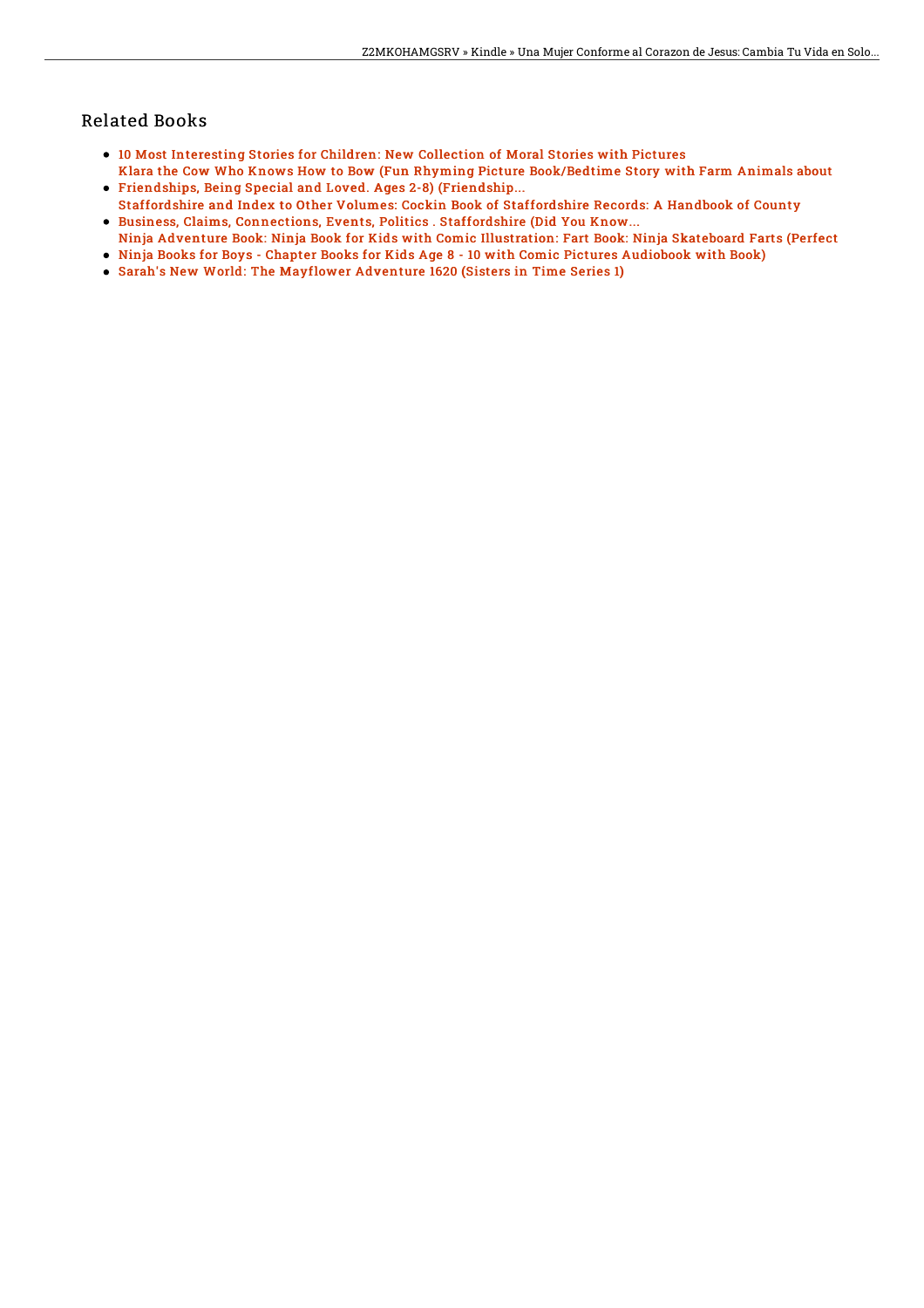## Related Books

- 10 Most Interesting Stories for Children: New Collection of Moral Stories with Pictures
  Klara the Cow Who Knows How to Bow (Fun Rhyming Picture Book/Bedtime Story with Farm Animals about
- Friendships, Being Special and Loved. Ages 2-8) (Friendship...
  Staffordshire and Index to Other Volumes: Cockin Book of Staffordshire Records: A Handbook of County
- Business, Claims, Connections, Events, Politics . Staffordshire (Did You Know...
  Ninja Adventure Book: Ninja Book for Kids with Comic Illustration: Fart Book: Ninja Skateboard Farts (Perfect
- Ninja Books for Boys - Chapter Books for Kids Age 8 - 10 with Comic Pictures Audiobook with Book)
- Sarah's New World: The Mayflower Adventure 1620 (Sisters in Time Series 1)